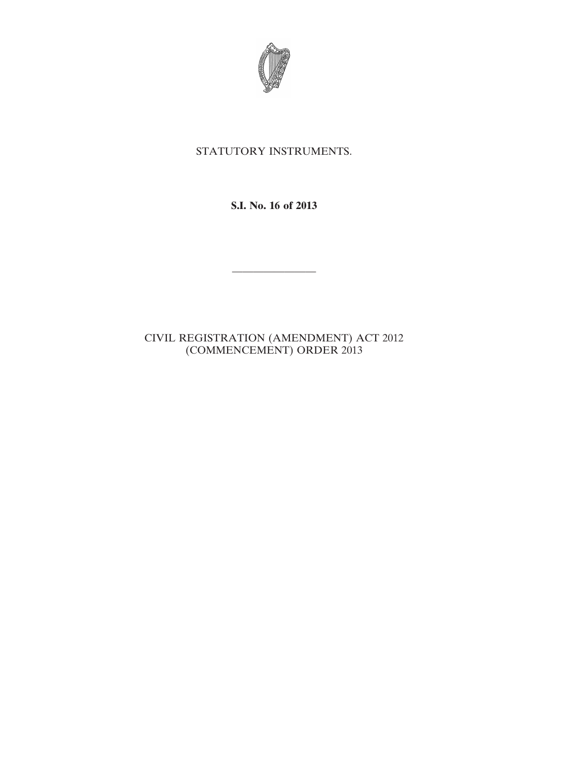STATUTORY INSTRUMENTS.

**S.I. No. 16 of 2013**

---

CIVIL REGISTRATION (AMENDMENT) ACT 2012 (COMMENCEMENT) ORDER 2013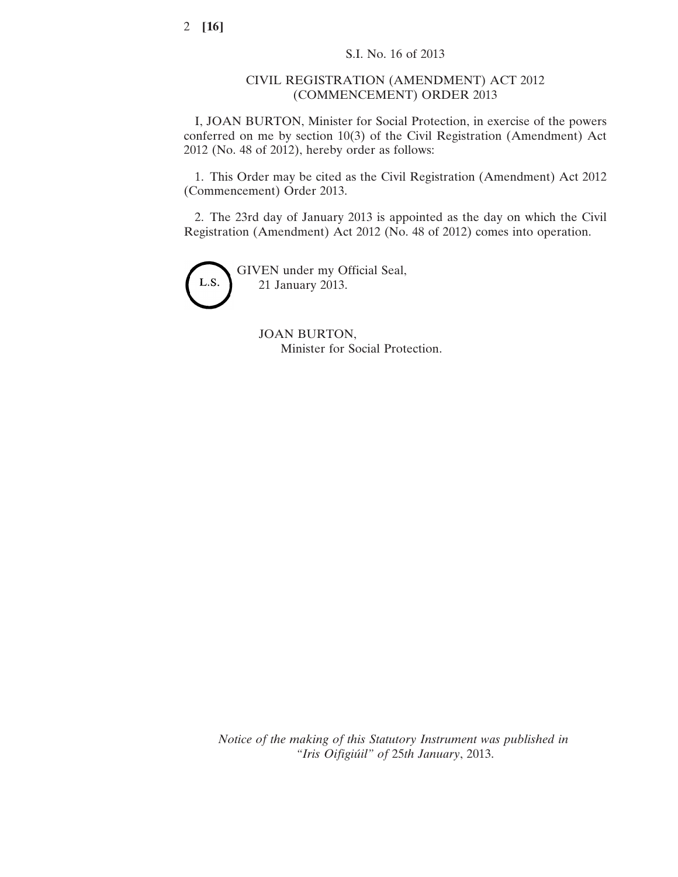S.I. No. 16 of 2013

CIVIL REGISTRATION (AMENDMENT) ACT 2012 (COMMENCEMENT) ORDER 2013

I, JOAN BURTON, Minister for Social Protection, in exercise of the powers conferred on me by section 10(3) of the Civil Registration (Amendment) Act 2012 (No. 48 of 2012), hereby order as follows:

1. This Order may be cited as the Civil Registration (Amendment) Act 2012 (Commencement) Order 2013.

2. The 23rd day of January 2013 is appointed as the day on which the Civil Registration (Amendment) Act 2012 (No. 48 of 2012) comes into operation.

L.S.

GIVEN under my Official Seal,
21 January 2013.

JOAN BURTON,
Minister for Social Protection.

*Notice of the making of this Statutory Instrument was published in "Iris Oifigiúil" of 25th January*, 2013.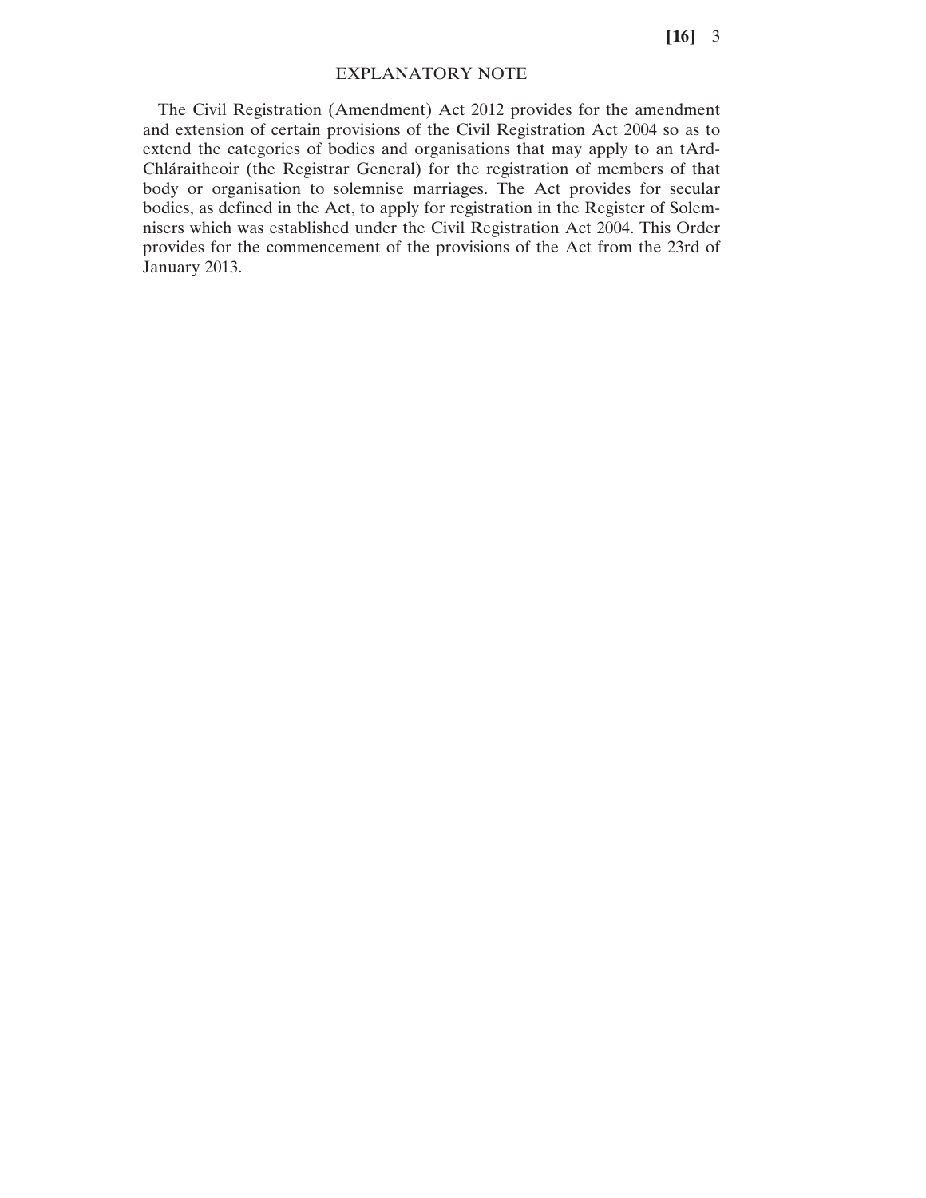EXPLANATORY NOTE

The Civil Registration (Amendment) Act 2012 provides for the amendment and extension of certain provisions of the Civil Registration Act 2004 so as to extend the categories of bodies and organisations that may apply to an tArd-Chláraitheoir (the Registrar General) for the registration of members of that body or organisation to solemnise marriages. The Act provides for secular bodies, as defined in the Act, to apply for registration in the Register of Solemnisers which was established under the Civil Registration Act 2004. This Order provides for the commencement of the provisions of the Act from the 23rd of January 2013.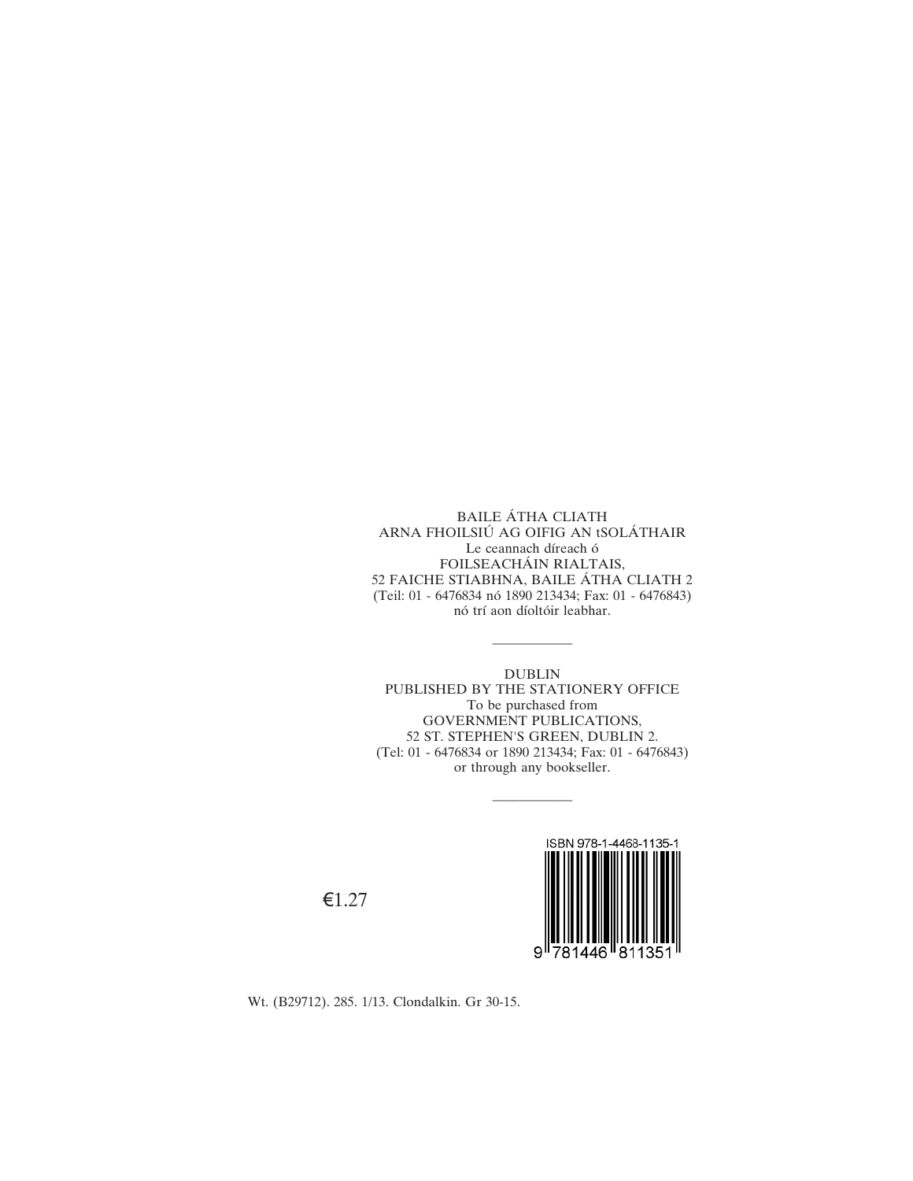BAILE ÁTHA CLIATH
ARNA FHOILSIÚ AG OIFIG AN tSOLÁTHAIR
Le ceannach díreach ó
FOILSEACHÁIN RIALTAIS,
52 FAICHE STIABHNA, BAILE ÁTHA CLIATH 2
(Teil: 01 - 6476834 nó 1890 213434; Fax: 01 - 6476843)
nó trí aon díoltóir leabhar.

---

DUBLIN
PUBLISHED BY THE STATIONERY OFFICE
To be purchased from
GOVERNMENT PUBLICATIONS,
52 ST. STEPHEN'S GREEN, DUBLIN 2.
(Tel: 01 - 6476834 or 1890 213434; Fax: 01 - 6476843)
or through any bookseller.

---

ISBN 978-1-4468-1135-1

€1.27

9 781446 811351

Wt. (B29712). 285. 1/13. Clondalkin. Gr 30-15.